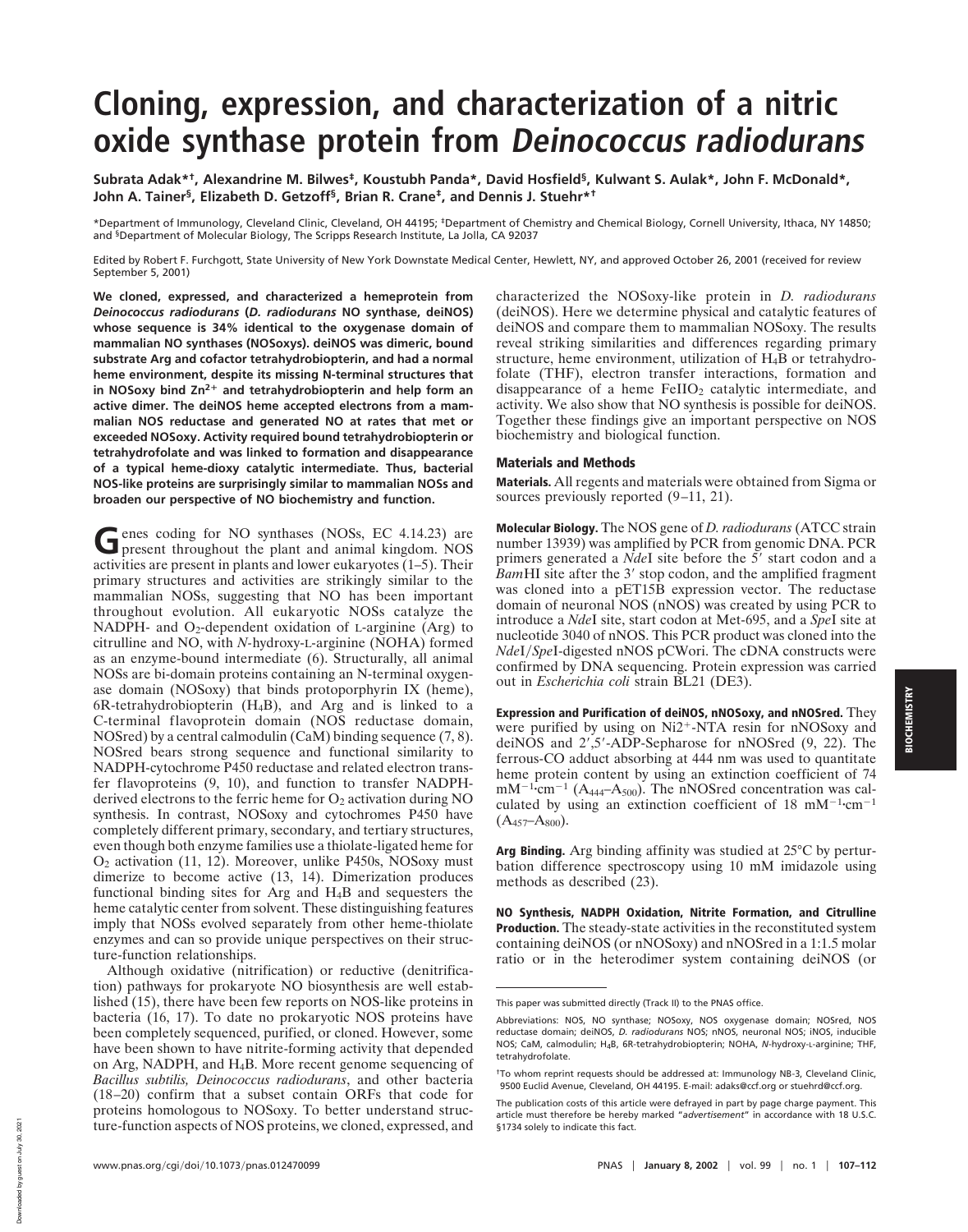# Cloning, expression, and characterization of a nitric oxide synthase protein from *Deinococcus radiodurans*

**Subrata Adak*[†], Alexandrine M. Bilwes[‡], Koustubh Panda*, David Hosfield[§], Kulwant S. Aulak*, John F. McDonald*, John A. Tainer[§], Elizabeth D. Getzoff[§], Brian R. Crane[‡], and Dennis J. Stuehr*[†]**

*Department of Immunology, Cleveland Clinic, Cleveland, OH 44195; [‡]Department of Chemistry and Chemical Biology, Cornell University, Ithaca, NY 14850; and [§]Department of Molecular Biology, The Scripps Research Institute, La Jolla, CA 92037

Edited by Robert F. Furchgott, State University of New York Downstate Medical Center, Hewlett, NY, and approved October 26, 2001 (received for review September 5, 2001)

**We cloned, expressed, and characterized a hemeprotein from *Deinococcus radiodurans* (*D. radiodurans* NO synthase, deiNOS) whose sequence is 34% identical to the oxygenase domain of mammalian NO synthases (NOSoxys). deiNOS was dimeric, bound substrate Arg and cofactor tetrahydrobiopterin, and had a normal heme environment, despite its missing N-terminal structures that in NOSoxy bind $Zn^{2+}$ and tetrahydrobiopterin and help form an active dimer. The deiNOS heme accepted electrons from a mammalian NOS reductase and generated NO at rates that met or exceeded NOSoxy. Activity required bound tetrahydrobiopterin or tetrahydrofolate and was linked to formation and disappearance of a typical heme-dioxy catalytic intermediate. Thus, bacterial NOS-like proteins are surprisingly similar to mammalian NOSs and broaden our perspective of NO biochemistry and function.**

Genes coding for NO synthases (NOSs, EC 4.14.23) are present throughout the plant and animal kingdom. NOS activities are present in plants and lower eukaryotes (1–5). Their primary structures and activities are strikingly similar to the mammalian NOSs, suggesting that NO has been important throughout evolution. All eukaryotic NOSs catalyze the NADPH- and $O_2$-dependent oxidation of L-arginine (Arg) to citrulline and NO, with *N*-hydroxy-L-arginine (NOHA) formed as an enzyme-bound intermediate (6). Structurally, all animal NOSs are bi-domain proteins containing an N-terminal oxygenase domain (NOSoxy) that binds protoporphyrin IX (heme), 6R-tetrahydrobiopterin ($H_4B$), and Arg and is linked to a C-terminal flavoprotein domain (NOS reductase domain, NOSred) by a central calmodulin (CaM) binding sequence (7, 8). NOSred bears strong sequence and functional similarity to NADPH-cytochrome P450 reductase and related electron transfer flavoproteins (9, 10), and function to transfer NADPH-derived electrons to the ferric heme for $O_2$ activation during NO synthesis. In contrast, NOSoxy and cytochromes P450 have completely different primary, secondary, and tertiary structures, even though both enzyme families use a thiolate-ligated heme for $O_2$ activation (11, 12). Moreover, unlike P450s, NOSoxy must dimerize to become active (13, 14). Dimerization produces functional binding sites for Arg and $H_4B$ and sequesters the heme catalytic center from solvent. These distinguishing features imply that NOSs evolved separately from other heme-thiolate enzymes and can so provide unique perspectives on their structure-function relationships.

Although oxidative (nitrification) or reductive (denitrification) pathways for prokaryote NO biosynthesis are well established (15), there have been few reports on NOS-like proteins in bacteria (16, 17). To date no prokaryotic NOS proteins have been completely sequenced, purified, or cloned. However, some have been shown to have nitrite-forming activity that depended on Arg, NADPH, and $H_4B$. More recent genome sequencing of *Bacillus subtilis, Deinococcus radiodurans*, and other bacteria (18–20) confirm that a subset contain ORFs that code for proteins homologous to NOSoxy. To better understand structure-function aspects of NOS proteins, we cloned, expressed, and characterized the NOSoxy-like protein in *D. radiodurans* (deiNOS). Here we determine physical and catalytic features of deiNOS and compare them to mammalian NOSoxy. The results reveal striking similarities and differences regarding primary structure, heme environment, utilization of $H_4B$ or tetrahydrofolate (THF), electron transfer interactions, formation and disappearance of a heme $FeIIO_2$ catalytic intermediate, and activity. We also show that NO synthesis is possible for deiNOS. Together these findings give an important perspective on NOS biochemistry and biological function.

## Materials and Methods

**Materials.** All regents and materials were obtained from Sigma or sources previously reported (9–11, 21).

**Molecular Biology.** The NOS gene of *D. radiodurans* (ATCC strain number 13939) was amplified by PCR from genomic DNA. PCR primers generated a *Nde*I site before the 5′ start codon and a *Bam*HI site after the 3′ stop codon, and the amplified fragment was cloned into a pET15B expression vector. The reductase domain of neuronal NOS (nNOS) was created by using PCR to introduce a *Nde*I site, start codon at Met-695, and a *Spe*I site at nucleotide 3040 of nNOS. This PCR product was cloned into the *Nde*I/*Spe*I-digested nNOS pCWori. The cDNA constructs were confirmed by DNA sequencing. Protein expression was carried out in *Escherichia coli* strain BL21 (DE3).

**Expression and Purification of deiNOS, nNOSoxy, and nNOSred.** They were purified by using on $Ni2^{+}$-NTA resin for nNOSoxy and deiNOS and 2′,5′-ADP-Sepharose for nNOSred (9, 22). The ferrous-CO adduct absorbing at 444 nm was used to quantitate heme protein content by using an extinction coefficient of 74 $mM^{-1}{\cdot}cm^{-1}$ ($A_{444}$–$A_{500}$). The nNOSred concentration was calculated by using an extinction coefficient of 18 $mM^{-1}{\cdot}cm^{-1}$ ($A_{457}$–$A_{800}$).

**Arg Binding.** Arg binding affinity was studied at 25°C by perturbation difference spectroscopy using 10 mM imidazole using methods as described (23).

**NO Synthesis, NADPH Oxidation, Nitrite Formation, and Citrulline Production.** The steady-state activities in the reconstituted system containing deiNOS (or nNOSoxy) and nNOSred in a 1:1.5 molar ratio or in the heterodimer system containing deiNOS (or

This paper was submitted directly (Track II) to the PNAS office.

Abbreviations: NOS, NO synthase; NOSoxy, NOS oxygenase domain; NOSred, NOS reductase domain; deiNOS, *D. radiodurans* NOS; nNOS, neuronal NOS; iNOS, inducible NOS; CaM, calmodulin; $H_4B$, 6R-tetrahydrobiopterin; NOHA, *N*-hydroxy-L-arginine; THF, tetrahydrofolate.

[†]To whom reprint requests should be addressed at: Immunology NB-3, Cleveland Clinic, 9500 Euclid Avenue, Cleveland, OH 44195. E-mail: adaks@ccf.org or stuehrd@ccf.org.

The publication costs of this article were defrayed in part by page charge payment. This article must therefore be hereby marked "*advertisement*" in accordance with 18 U.S.C. §1734 solely to indicate this fact.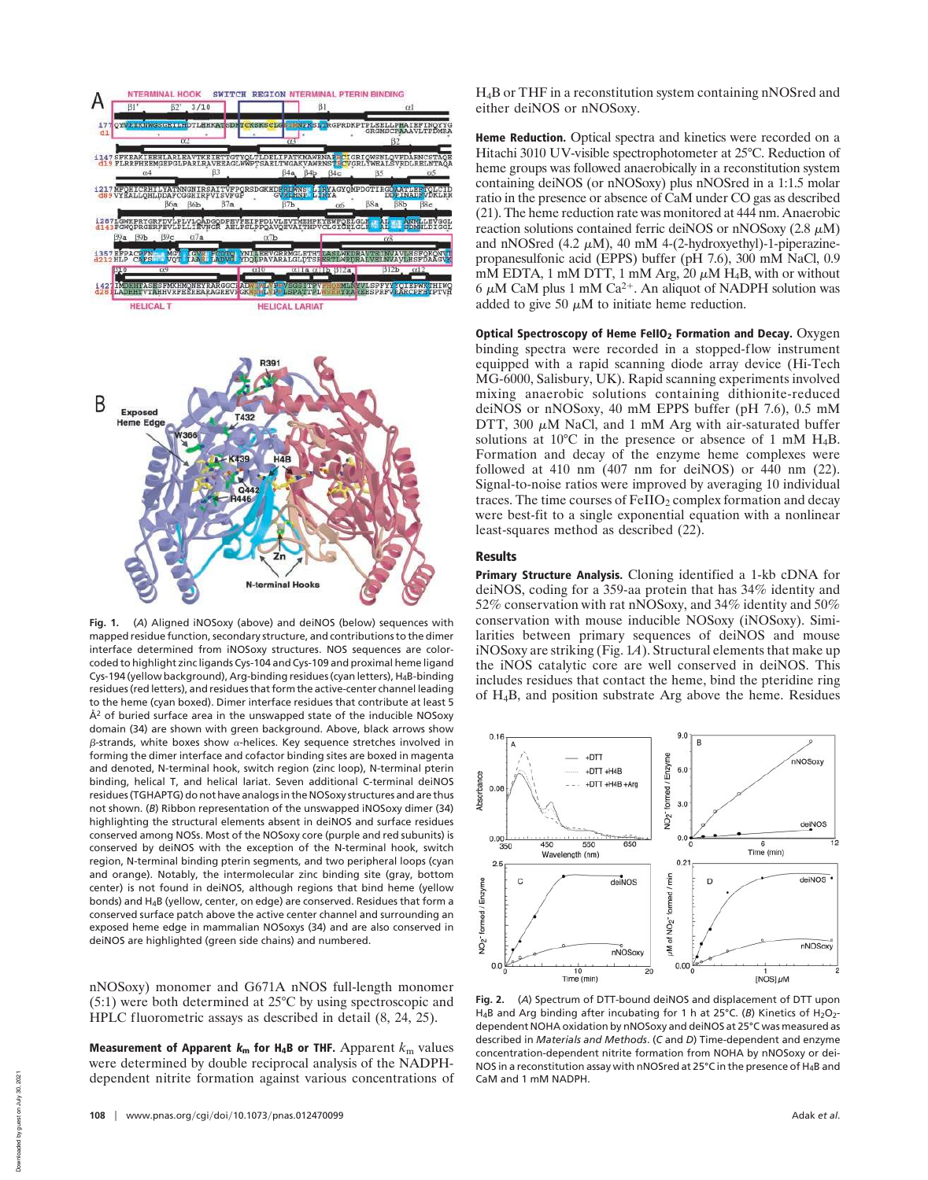**Fig. 1.** (*A*) Aligned iNOSoxy (above) and deiNOS (below) sequences with mapped residue function, secondary structure, and contributions to the dimer interface determined from iNOSoxy structures. NOS sequences are color-coded to highlight zinc ligands Cys-104 and Cys-109 and proximal heme ligand Cys-194 (yellow background), Arg-binding residues (cyan letters), $H_4B$-binding residues (red letters), and residues that form the active-center channel leading to the heme (cyan boxed). Dimer interface residues that contribute at least 5 $Å^2$ of buried surface area in the unswapped state of the inducible NOSoxy domain (34) are shown with green background. Above, black arrows show $\beta$-strands, white boxes show $\alpha$-helices. Key sequence stretches involved in forming the dimer interface and cofactor binding sites are boxed in magenta and denoted, N-terminal hook, switch region (zinc loop), N-terminal pterin binding, helical T, and helical lariat. Seven additional C-terminal deiNOS residues (TGHAPTG) do not have analogs in the NOSoxy structures and are thus not shown. (*B*) Ribbon representation of the unswapped iNOSoxy dimer (34) highlighting the structural elements absent in deiNOS and surface residues conserved among NOSs. Most of the NOSoxy core (purple and red subunits) is conserved by deiNOS with the exception of the N-terminal hook, switch region, N-terminal binding pterin segments, and two peripheral loops (cyan and orange). Notably, the intermolecular zinc binding site (gray, bottom center) is not found in deiNOS, although regions that bind heme (yellow bonds) and $H_4B$ (yellow, center, on edge) are conserved. Residues that form a conserved surface patch above the active center channel and surrounding an exposed heme edge in mammalian NOSoxys (34) are also conserved in deiNOS are highlighted (green side chains) and numbered.

nNOSoxy) monomer and G671A nNOS full-length monomer (5:1) were both determined at 25°C by using spectroscopic and HPLC fluorometric assays as described in detail (8, 24, 25).

**Measurement of Apparent $k_m$ for $H_4B$ or THF.** Apparent $k_m$ values were determined by double reciprocal analysis of the NADPH-dependent nitrite formation against various concentrations of $H_4B$ or THF in a reconstitution system containing nNOSred and either deiNOS or nNOSoxy.

**Heme Reduction.** Optical spectra and kinetics were recorded on a Hitachi 3010 UV-visible spectrophotometer at 25°C. Reduction of heme groups was followed anaerobically in a reconstitution system containing deiNOS (or nNOSoxy) plus nNOSred in a 1:1.5 molar ratio in the presence or absence of CaM under CO gas as described (21). The heme reduction rate was monitored at 444 nm. Anaerobic reaction solutions contained ferric deiNOS or nNOSoxy (2.8 $\mu$M) and nNOSred (4.2 $\mu$M), 40 mM 4-(2-hydroxyethyl)-1-piperazinepropanesulfonic acid (EPPS) buffer (pH 7.6), 300 mM NaCl, 0.9 mM EDTA, 1 mM DTT, 1 mM Arg, 20 $\mu$M $H_4B$, with or without 6 $\mu$M CaM plus 1 mM $Ca^{2+}$. An aliquot of NADPH solution was added to give 50 $\mu$M to initiate heme reduction.

**Optical Spectroscopy of Heme $FeIIO_2$ Formation and Decay.** Oxygen binding spectra were recorded in a stopped-flow instrument equipped with a rapid scanning diode array device (Hi-Tech MG-6000, Salisbury, UK). Rapid scanning experiments involved mixing anaerobic solutions containing dithionite-reduced deiNOS or nNOSoxy, 40 mM EPPS buffer (pH 7.6), 0.5 mM DTT, 300 $\mu$M NaCl, and 1 mM Arg with air-saturated buffer solutions at 10°C in the presence or absence of 1 mM $H_4B$. Formation and decay of the enzyme heme complexes were followed at 410 nm (407 nm for deiNOS) or 440 nm (22). Signal-to-noise ratios were improved by averaging 10 individual traces. The time courses of $FeIIO_2$ complex formation and decay were best-fit to a single exponential equation with a nonlinear least-squares method as described (22).

## Results

**Primary Structure Analysis.** Cloning identified a 1-kb cDNA for deiNOS, coding for a 359-aa protein that has 34% identity and 52% conservation with rat nNOSoxy, and 34% identity and 50% conservation with mouse inducible NOSoxy (iNOSoxy). Similarities between primary sequences of deiNOS and mouse iNOSoxy are striking (Fig. 1*A*). Structural elements that make up the iNOS catalytic core are well conserved in deiNOS. This includes residues that contact the heme, bind the pteridine ring of $H_4B$, and position substrate Arg above the heme. Residues

**Fig. 2.** (*A*) Spectrum of DTT-bound deiNOS and displacement of DTT upon $H_4B$ and Arg binding after incubating for 1 h at 25°C. (*B*) Kinetics of $H_2O_2$-dependent NOHA oxidation by nNOSoxy and deiNOS at 25°C was measured as described in *Materials and Methods*. (*C* and *D*) Time-dependent and enzyme concentration-dependent nitrite formation from NOHA by nNOSoxy or deiNOS in a reconstitution assay with nNOSred at 25°C in the presence of $H_4B$ and CaM and 1 mM NADPH.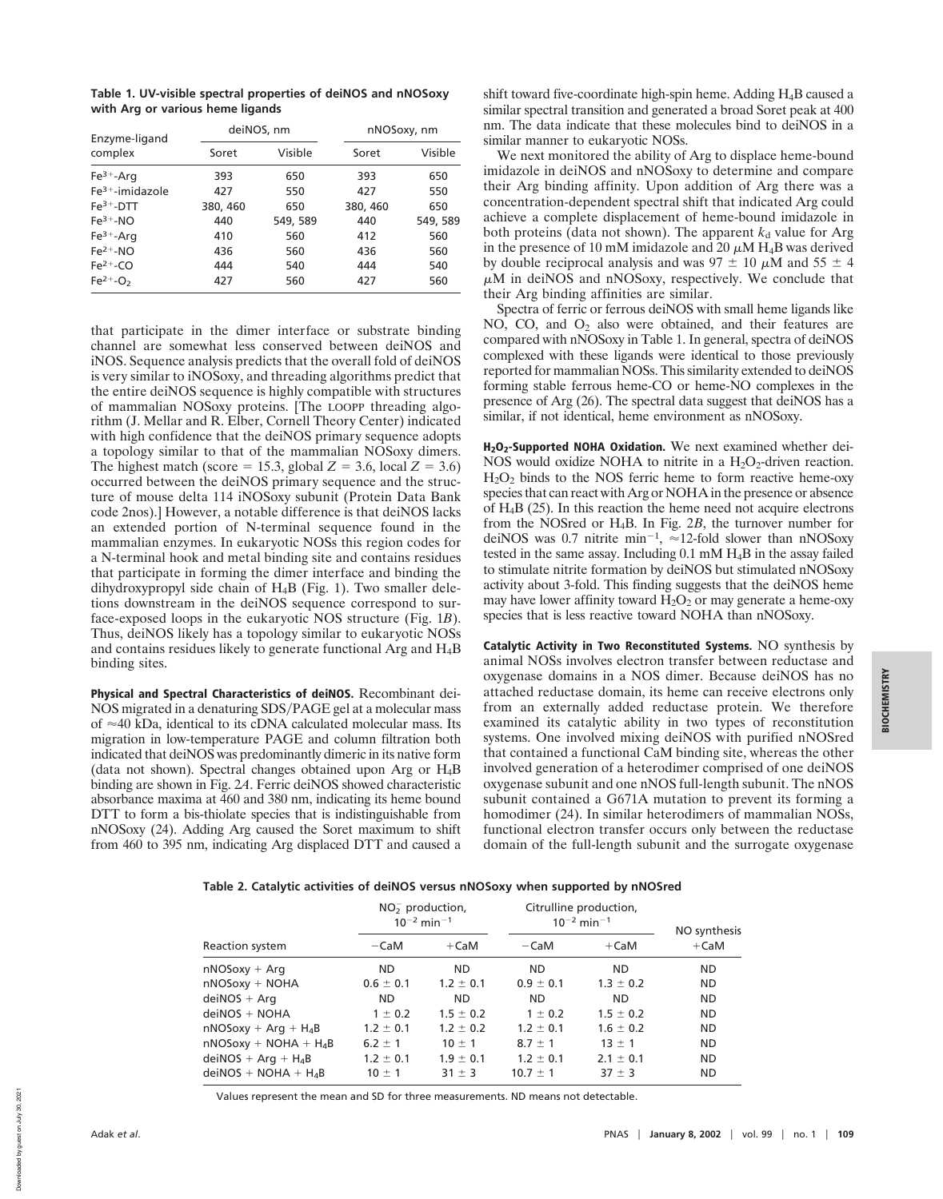**Table 1. UV-visible spectral properties of deiNOS and nNOSoxy with Arg or various heme ligands**

| Enzyme-ligand complex | deiNOS, nm | | nNOSoxy, nm | |
|---|---|---|---|---|
| | Soret | Visible | Soret | Visible |
| $Fe^{3+}$-Arg | 393 | 650 | 393 | 650 |
| $Fe^{3+}$-imidazole | 427 | 550 | 427 | 550 |
| $Fe^{3+}$-DTT | 380, 460 | 650 | 380, 460 | 650 |
| $Fe^{3+}$-NO | 440 | 549, 589 | 440 | 549, 589 |
| $Fe^{3+}$-Arg | 410 | 560 | 412 | 560 |
| $Fe^{2+}$-NO | 436 | 560 | 436 | 560 |
| $Fe^{2+}$-CO | 444 | 540 | 444 | 540 |
| $Fe^{2+}$-$O_2$ | 427 | 560 | 427 | 560 |

that participate in the dimer interface or substrate binding channel are somewhat less conserved between deiNOS and iNOS. Sequence analysis predicts that the overall fold of deiNOS is very similar to iNOSoxy, and threading algorithms predict that the entire deiNOS sequence is highly compatible with structures of mammalian NOSoxy proteins. [The LOOPP threading algorithm (J. Mellar and R. Elber, Cornell Theory Center) indicated with high confidence that the deiNOS primary sequence adopts a topology similar to that of the mammalian NOSoxy dimers. The highest match (score = 15.3, global $Z = 3.6$, local $Z = 3.6$) occurred between the deiNOS primary sequence and the structure of mouse delta 114 iNOSoxy subunit (Protein Data Bank code 2nos).] However, a notable difference is that deiNOS lacks an extended portion of N-terminal sequence found in the mammalian enzymes. In eukaryotic NOSs this region codes for a N-terminal hook and metal binding site and contains residues that participate in forming the dimer interface and binding the dihydroxypropyl side chain of $H_4B$ (Fig. 1). Two smaller deletions downstream in the deiNOS sequence correspond to surface-exposed loops in the eukaryotic NOS structure (Fig. 1*B*). Thus, deiNOS likely has a topology similar to eukaryotic NOSs and contains residues likely to generate functional Arg and $H_4B$ binding sites.

**Physical and Spectral Characteristics of deiNOS.** Recombinant deiNOS migrated in a denaturing SDS/PAGE gel at a molecular mass of ≈40 kDa, identical to its cDNA calculated molecular mass. Its migration in low-temperature PAGE and column filtration both indicated that deiNOS was predominantly dimeric in its native form (data not shown). Spectral changes obtained upon Arg or $H_4B$ binding are shown in Fig. 2*A*. Ferric deiNOS showed characteristic absorbance maxima at 460 and 380 nm, indicating its heme bound DTT to form a bis-thiolate species that is indistinguishable from nNOSoxy (24). Adding Arg caused the Soret maximum to shift from 460 to 395 nm, indicating Arg displaced DTT and caused a shift toward five-coordinate high-spin heme. Adding $H_4B$ caused a similar spectral transition and generated a broad Soret peak at 400 nm. The data indicate that these molecules bind to deiNOS in a similar manner to eukaryotic NOSs.

We next monitored the ability of Arg to displace heme-bound imidazole in deiNOS and nNOSoxy to determine and compare their Arg binding affinity. Upon addition of Arg there was a concentration-dependent spectral shift that indicated Arg could achieve a complete displacement of heme-bound imidazole in both proteins (data not shown). The apparent $k_d$ value for Arg in the presence of 10 mM imidazole and 20 $\mu$M $H_4B$ was derived by double reciprocal analysis and was $97 \pm 10$ $\mu$M and $55 \pm 4$ $\mu$M in deiNOS and nNOSoxy, respectively. We conclude that their Arg binding affinities are similar.

Spectra of ferric or ferrous deiNOS with small heme ligands like NO, CO, and $O_2$ also were obtained, and their features are compared with nNOSoxy in Table 1. In general, spectra of deiNOS complexed with these ligands were identical to those previously reported for mammalian NOSs. This similarity extended to deiNOS forming stable ferrous heme-CO or heme-NO complexes in the presence of Arg (26). The spectral data suggest that deiNOS has a similar, if not identical, heme environment as nNOSoxy.

**$H_2O_2$-Supported NOHA Oxidation.** We next examined whether deiNOS would oxidize NOHA to nitrite in a $H_2O_2$-driven reaction. $H_2O_2$ binds to the NOS ferric heme to form reactive heme-oxy species that can react with Arg or NOHA in the presence or absence of $H_4B$ (25). In this reaction the heme need not acquire electrons from the NOSred or $H_4B$. In Fig. 2*B*, the turnover number for deiNOS was 0.7 nitrite $min^{-1}$, ≈12-fold slower than nNOSoxy tested in the same assay. Including 0.1 mM $H_4B$ in the assay failed to stimulate nitrite formation by deiNOS but stimulated nNOSoxy activity about 3-fold. This finding suggests that the deiNOS heme may have lower affinity toward $H_2O_2$ or may generate a heme-oxy species that is less reactive toward NOHA than nNOSoxy.

**Catalytic Activity in Two Reconstituted Systems.** NO synthesis by animal NOSs involves electron transfer between reductase and oxygenase domains in a NOS dimer. Because deiNOS has no attached reductase domain, its heme can receive electrons only from an externally added reductase protein. We therefore examined its catalytic ability in two types of reconstitution systems. One involved mixing deiNOS with purified nNOSred that contained a functional CaM binding site, whereas the other involved generation of a heterodimer comprised of one deiNOS oxygenase subunit and one nNOS full-length subunit. The nNOS subunit contained a G671A mutation to prevent its forming a homodimer (24). In similar heterodimers of mammalian NOSs, functional electron transfer occurs only between the reductase domain of the full-length subunit and the surrogate oxygenase

**Table 2. Catalytic activities of deiNOS versus nNOSoxy when supported by nNOSred**

| Reaction system | $NO_2^-$ production, $10^{-2}$ $min^{-1}$ | | Citrulline production, $10^{-2}$ $min^{-1}$ | | NO synthesis |
|---|---|---|---|---|---|
| | −CaM | +CaM | −CaM | +CaM | +CaM |
| nNOSoxy + Arg | ND | ND | ND | ND | ND |
| nNOSoxy + NOHA | $0.6 \pm 0.1$ | $1.2 \pm 0.1$ | $0.9 \pm 0.1$ | $1.3 \pm 0.2$ | ND |
| deiNOS + Arg | ND | ND | ND | ND | ND |
| deiNOS + NOHA | $1 \pm 0.2$ | $1.5 \pm 0.2$ | $1 \pm 0.2$ | $1.5 \pm 0.2$ | ND |
| nNOSoxy + Arg + $H_4B$ | $1.2 \pm 0.1$ | $1.2 \pm 0.2$ | $1.2 \pm 0.1$ | $1.6 \pm 0.2$ | ND |
| nNOSoxy + NOHA + $H_4B$ | $6.2 \pm 1$ | $10 \pm 1$ | $8.7 \pm 1$ | $13 \pm 1$ | ND |
| deiNOS + Arg + $H_4B$ | $1.2 \pm 0.1$ | $1.9 \pm 0.1$ | $1.2 \pm 0.1$ | $2.1 \pm 0.1$ | ND |
| deiNOS + NOHA + $H_4B$ | $10 \pm 1$ | $31 \pm 3$ | $10.7 \pm 1$ | $37 \pm 3$ | ND |

Values represent the mean and SD for three measurements. ND means not detectable.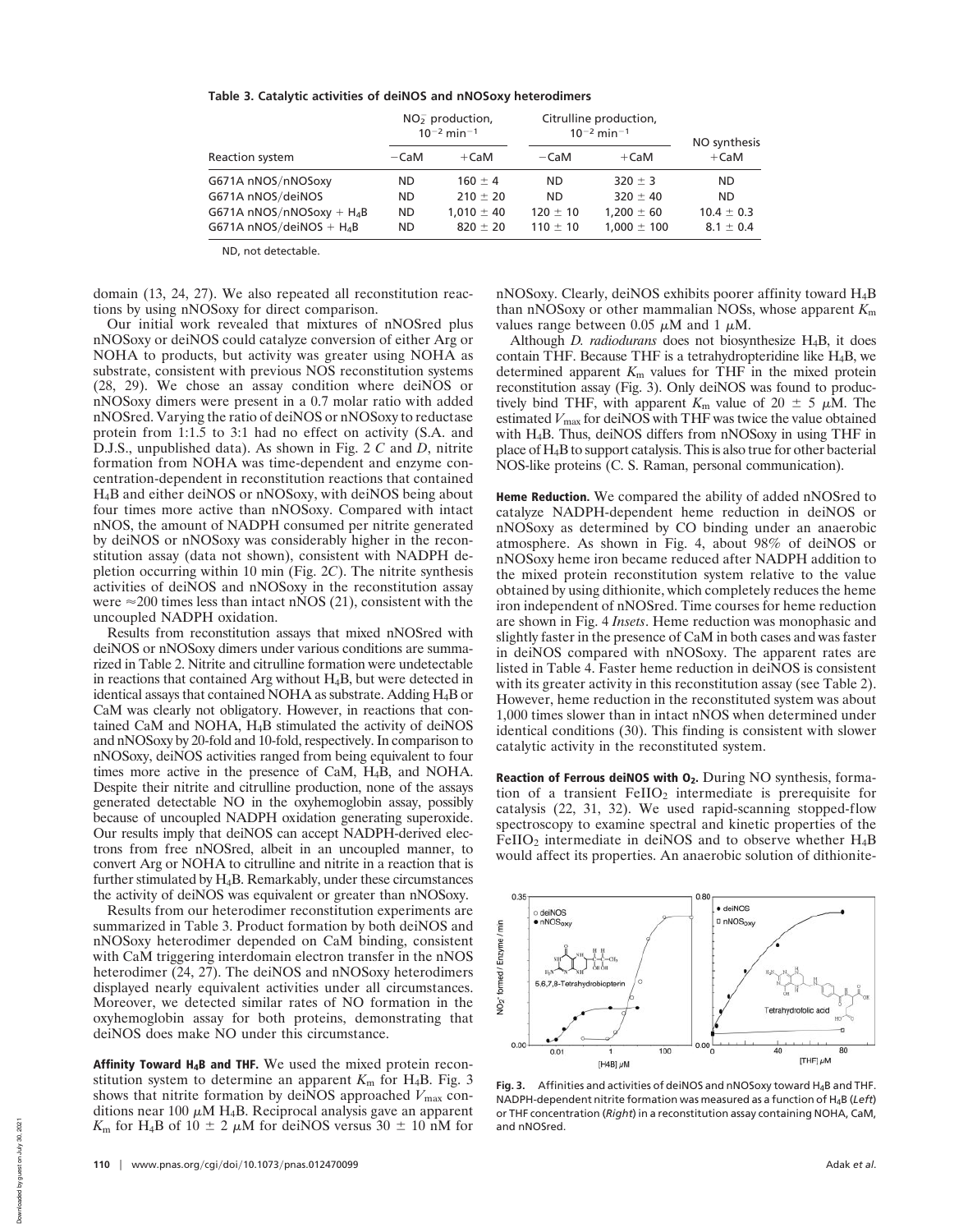**Table 3. Catalytic activities of deiNOS and nNOSoxy heterodimers**

| Reaction system | $NO_2^-$ production, $10^{-2}$ min$^{-1}$ | | Citrulline production, $10^{-2}$ min$^{-1}$ | | NO synthesis |
|---|---|---|---|---|---|
| | −CaM | +CaM | −CaM | +CaM | +CaM |
| G671A nNOS/nNOSoxy | ND | 160 ± 4 | ND | 320 ± 3 | ND |
| G671A nNOS/deiNOS | ND | 210 ± 20 | ND | 320 ± 40 | ND |
| G671A nNOS/nNOSoxy + $H_4B$ | ND | 1,010 ± 40 | 120 ± 10 | 1,200 ± 60 | 10.4 ± 0.3 |
| G671A nNOS/deiNOS + $H_4B$ | ND | 820 ± 20 | 110 ± 10 | 1,000 ± 100 | 8.1 ± 0.4 |

ND, not detectable.

domain (13, 24, 27). We also repeated all reconstitution reactions by using nNOSoxy for direct comparison.

Our initial work revealed that mixtures of nNOSred plus nNOSoxy or deiNOS could catalyze conversion of either Arg or NOHA to products, but activity was greater using NOHA as substrate, consistent with previous NOS reconstitution systems (28, 29). We chose an assay condition where deiNOS or nNOSoxy dimers were present in a 0.7 molar ratio with added nNOSred. Varying the ratio of deiNOS or nNOSoxy to reductase protein from 1:1.5 to 3:1 had no effect on activity (S.A. and D.J.S., unpublished data). As shown in Fig. 2 *C* and *D*, nitrite formation from NOHA was time-dependent and enzyme concentration-dependent in reconstitution reactions that contained $H_4B$ and either deiNOS or nNOSoxy, with deiNOS being about four times more active than nNOSoxy. Compared with intact nNOS, the amount of NADPH consumed per nitrite generated by deiNOS or nNOSoxy was considerably higher in the reconstitution assay (data not shown), consistent with NADPH depletion occurring within 10 min (Fig. 2*C*). The nitrite synthesis activities of deiNOS and nNOSoxy in the reconstitution assay were ≈200 times less than intact nNOS (21), consistent with the uncoupled NADPH oxidation.

Results from reconstitution assays that mixed nNOSred with deiNOS or nNOSoxy dimers under various conditions are summarized in Table 2. Nitrite and citrulline formation were undetectable in reactions that contained Arg without $H_4B$, but were detected in identical assays that contained NOHA as substrate. Adding $H_4B$ or CaM was clearly not obligatory. However, in reactions that contained CaM and NOHA, $H_4B$ stimulated the activity of deiNOS and nNOSoxy by 20-fold and 10-fold, respectively. In comparison to nNOSoxy, deiNOS activities ranged from being equivalent to four times more active in the presence of CaM, $H_4B$, and NOHA. Despite their nitrite and citrulline production, none of the assays generated detectable NO in the oxyhemoglobin assay, possibly because of uncoupled NADPH oxidation generating superoxide. Our results imply that deiNOS can accept NADPH-derived electrons from free nNOSred, albeit in an uncoupled manner, to convert Arg or NOHA to citrulline and nitrite in a reaction that is further stimulated by $H_4B$. Remarkably, under these circumstances the activity of deiNOS was equivalent or greater than nNOSoxy.

Results from our heterodimer reconstitution experiments are summarized in Table 3. Product formation by both deiNOS and nNOSoxy heterodimer depended on CaM binding, consistent with CaM triggering interdomain electron transfer in the nNOS heterodimer (24, 27). The deiNOS and nNOSoxy heterodimers displayed nearly equivalent activities under all circumstances. Moreover, we detected similar rates of NO formation in the oxyhemoglobin assay for both proteins, demonstrating that deiNOS does make NO under this circumstance.

**Affinity Toward $H_4B$ and THF.** We used the mixed protein reconstitution system to determine an apparent $K_m$ for $H_4B$. Fig. 3 shows that nitrite formation by deiNOS approached $V_{max}$ conditions near 100 μM $H_4B$. Reciprocal analysis gave an apparent $K_m$ for $H_4B$ of 10 ± 2 μM for deiNOS versus 30 ± 10 nM for nNOSoxy. Clearly, deiNOS exhibits poorer affinity toward $H_4B$ than nNOSoxy or other mammalian NOSs, whose apparent $K_m$ values range between 0.05 μM and 1 μM.

Although *D. radiodurans* does not biosynthesize $H_4B$, it does contain THF. Because THF is a tetrahydropteridine like $H_4B$, we determined apparent $K_m$ values for THF in the mixed protein reconstitution assay (Fig. 3). Only deiNOS was found to productively bind THF, with apparent $K_m$ value of 20 ± 5 μM. The estimated $V_{max}$ for deiNOS with THF was twice the value obtained with $H_4B$. Thus, deiNOS differs from nNOSoxy in using THF in place of $H_4B$ to support catalysis. This is also true for other bacterial NOS-like proteins (C. S. Raman, personal communication).

**Heme Reduction.** We compared the ability of added nNOSred to catalyze NADPH-dependent heme reduction in deiNOS or nNOSoxy as determined by CO binding under an anaerobic atmosphere. As shown in Fig. 4, about 98% of deiNOS or nNOSoxy heme iron became reduced after NADPH addition to the mixed protein reconstitution system relative to the value obtained by using dithionite, which completely reduces the heme iron independent of nNOSred. Time courses for heme reduction are shown in Fig. 4 *Insets*. Heme reduction was monophasic and slightly faster in the presence of CaM in both cases and was faster in deiNOS compared with nNOSoxy. The apparent rates are listed in Table 4. Faster heme reduction in deiNOS is consistent with its greater activity in this reconstitution assay (see Table 2). However, heme reduction in the reconstituted system was about 1,000 times slower than in intact nNOS when determined under identical conditions (30). This finding is consistent with slower catalytic activity in the reconstituted system.

**Reaction of Ferrous deiNOS with $O_2$.** During NO synthesis, formation of a transient $FeIIO_2$ intermediate is prerequisite for catalysis (22, 31, 32). We used rapid-scanning stopped-flow spectroscopy to examine spectral and kinetic properties of the $FeIIO_2$ intermediate in deiNOS and to observe whether $H_4B$ would affect its properties. An anaerobic solution of dithionite-

**Fig. 3.** Affinities and activities of deiNOS and nNOSoxy toward $H_4B$ and THF. NADPH-dependent nitrite formation was measured as a function of $H_4B$ (*Left*) or THF concentration (*Right*) in a reconstitution assay containing NOHA, CaM, and nNOSred.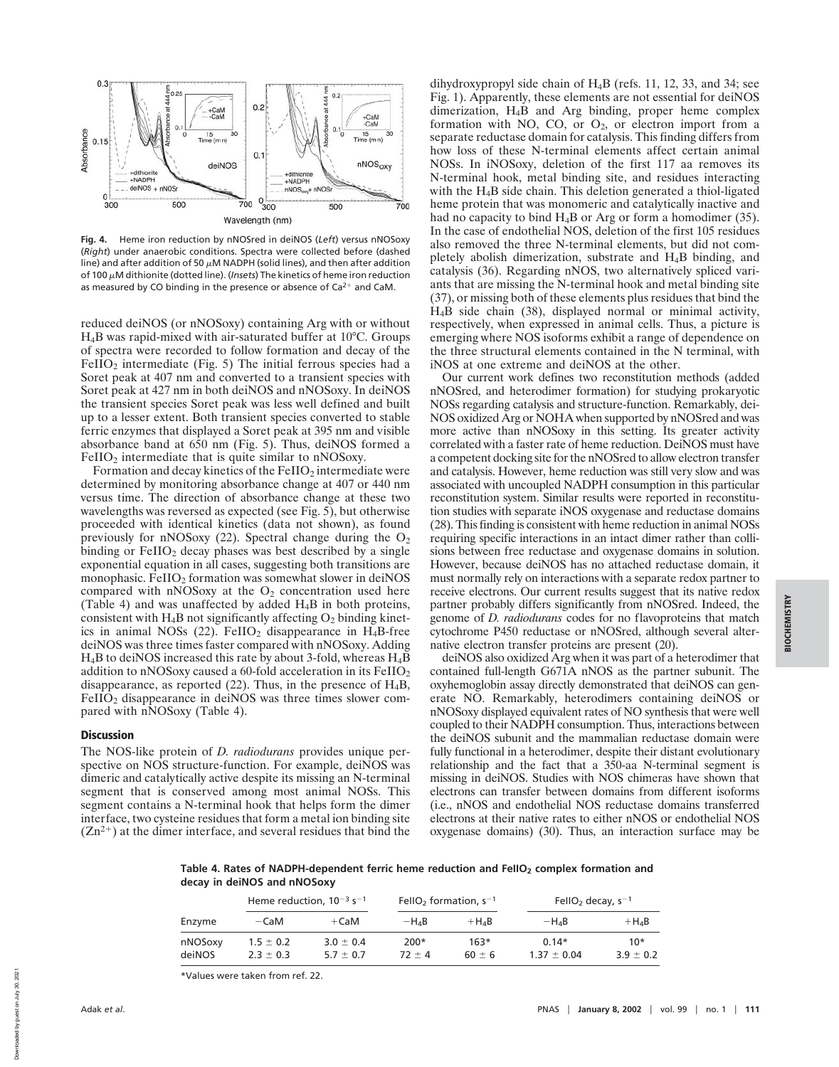0.3
0.25
Absorbance at 444 nm
+CaM
-CaM
0.1
0 15 30
Time (min)
Absorbance
0.15
deiNOS
+dithionite
+NADPH
deiNOS + nNOSr
0
300 500 700

0.2
0.2
Absorbance at 444 nm
+CaM
-CaM
0.1
0 15 30
Time (min)
0.1
nNOS$_{oxy}$
+dithionite
+NADPH
nNOS$_{oxy}$+ nNOSr
0
300 500 700
Wavelength (nm)

**Fig. 4.** Heme iron reduction by nNOSred in deiNOS (*Left*) versus nNOSoxy (*Right*) under anaerobic conditions. Spectra were collected before (dashed line) and after addition of 50 $\mu$M NADPH (solid lines), and then after addition of 100 $\mu$M dithionite (dotted line). (*Insets*) The kinetics of heme iron reduction as measured by CO binding in the presence or absence of $Ca^{2+}$ and CaM.

reduced deiNOS (or nNOSoxy) containing Arg with or without $H_4B$ was rapid-mixed with air-saturated buffer at 10°C. Groups of spectra were recorded to follow formation and decay of the $FeIIO_2$ intermediate (Fig. 5) The initial ferrous species had a Soret peak at 407 nm and converted to a transient species with Soret peak at 427 nm in both deiNOS and nNOSoxy. In deiNOS the transient species Soret peak was less well defined and built up to a lesser extent. Both transient species converted to stable ferric enzymes that displayed a Soret peak at 395 nm and visible absorbance band at 650 nm (Fig. 5). Thus, deiNOS formed a $FeIIO_2$ intermediate that is quite similar to nNOSoxy.

Formation and decay kinetics of the $FeIIO_2$ intermediate were determined by monitoring absorbance change at 407 or 440 nm versus time. The direction of absorbance change at these two wavelengths was reversed as expected (see Fig. 5), but otherwise proceeded with identical kinetics (data not shown), as found previously for nNOSoxy (22). Spectral change during the $O_2$ binding or $FeIIO_2$ decay phases was best described by a single exponential equation in all cases, suggesting both transitions are monophasic. $FeIIO_2$ formation was somewhat slower in deiNOS compared with nNOSoxy at the $O_2$ concentration used here (Table 4) and was unaffected by added $H_4B$ in both proteins, consistent with $H_4B$ not significantly affecting $O_2$ binding kinetics in animal NOSs (22). $FeIIO_2$ disappearance in $H_4B$-free deiNOS was three times faster compared with nNOSoxy. Adding $H_4B$ to deiNOS increased this rate by about 3-fold, whereas $H_4B$ addition to nNOSoxy caused a 60-fold acceleration in its $FeIIO_2$ disappearance, as reported (22). Thus, in the presence of $H_4B$, $FeIIO_2$ disappearance in deiNOS was three times slower compared with nNOSoxy (Table 4).

## Discussion

The NOS-like protein of *D. radiodurans* provides unique perspective on NOS structure-function. For example, deiNOS was dimeric and catalytically active despite its missing an N-terminal segment that is conserved among most animal NOSs. This segment contains a N-terminal hook that helps form the dimer interface, two cysteine residues that form a metal ion binding site ($Zn^{2+}$) at the dimer interface, and several residues that bind the dihydroxypropyl side chain of $H_4B$ (refs. 11, 12, 33, and 34; see Fig. 1). Apparently, these elements are not essential for deiNOS dimerization, $H_4B$ and Arg binding, proper heme complex formation with NO, CO, or $O_2$, or electron import from a separate reductase domain for catalysis. This finding differs from how loss of these N-terminal elements affect certain animal NOSs. In iNOSoxy, deletion of the first 117 aa removes its N-terminal hook, metal binding site, and residues interacting with the $H_4B$ side chain. This deletion generated a thiol-ligated heme protein that was monomeric and catalytically inactive and had no capacity to bind $H_4B$ or Arg or form a homodimer (35). In the case of endothelial NOS, deletion of the first 105 residues also removed the three N-terminal elements, but did not completely abolish dimerization, substrate and $H_4B$ binding, and catalysis (36). Regarding nNOS, two alternatively spliced variants that are missing the N-terminal hook and metal binding site (37), or missing both of these elements plus residues that bind the $H_4B$ side chain (38), displayed normal or minimal activity, respectively, when expressed in animal cells. Thus, a picture is emerging where NOS isoforms exhibit a range of dependence on the three structural elements contained in the N terminal, with iNOS at one extreme and deiNOS at the other.

Our current work defines two reconstitution methods (added nNOSred, and heterodimer formation) for studying prokaryotic NOSs regarding catalysis and structure-function. Remarkably, deiNOS oxidized Arg or NOHA when supported by nNOSred and was more active than nNOSoxy in this setting. Its greater activity correlated with a faster rate of heme reduction. DeiNOS must have a competent docking site for the nNOSred to allow electron transfer and catalysis. However, heme reduction was still very slow and was associated with uncoupled NADPH consumption in this particular reconstitution system. Similar results were reported in reconstitution studies with separate iNOS oxygenase and reductase domains (28). This finding is consistent with heme reduction in animal NOSs requiring specific interactions in an intact dimer rather than collisions between free reductase and oxygenase domains in solution. However, because deiNOS has no attached reductase domain, it must normally rely on interactions with a separate redox partner to receive electrons. Our current results suggest that its native redox partner probably differs significantly from nNOSred. Indeed, the genome of *D. radiodurans* codes for no flavoproteins that match cytochrome P450 reductase or nNOSred, although several alternative electron transfer proteins are present (20).

deiNOS also oxidized Arg when it was part of a heterodimer that contained full-length G671A nNOS as the partner subunit. The oxyhemoglobin assay directly demonstrated that deiNOS can generate NO. Remarkably, heterodimers containing deiNOS or nNOSoxy displayed equivalent rates of NO synthesis that were well coupled to their NADPH consumption. Thus, interactions between the deiNOS subunit and the mammalian reductase domain were fully functional in a heterodimer, despite their distant evolutionary relationship and the fact that a 350-aa N-terminal segment is missing in deiNOS. Studies with NOS chimeras have shown that electrons can transfer between domains from different isoforms (i.e., nNOS and endothelial NOS reductase domains transferred electrons at their native rates to either nNOS or endothelial NOS oxygenase domains) (30). Thus, an interaction surface may be

**Table 4. Rates of NADPH-dependent ferric heme reduction and $FeIIO_2$ complex formation and decay in deiNOS and nNOSoxy**

| Enzyme | Heme reduction, $10^{-3}$ s$^{-1}$ | | $FeIIO_2$ formation, s$^{-1}$ | | $FeIIO_2$ decay, s$^{-1}$ | |
|---|---|---|---|---|---|---|
| | −CaM | +CaM | $-H_4B$ | $+H_4B$ | $-H_4B$ | $+H_4B$ |
| nNOSoxy | 1.5 ± 0.2 | 3.0 ± 0.4 | 200* | 163* | 0.14* | 10* |
| deiNOS | 2.3 ± 0.3 | 5.7 ± 0.7 | 72 ± 4 | 60 ± 6 | 1.37 ± 0.04 | 3.9 ± 0.2 |

*Values were taken from ref. 22.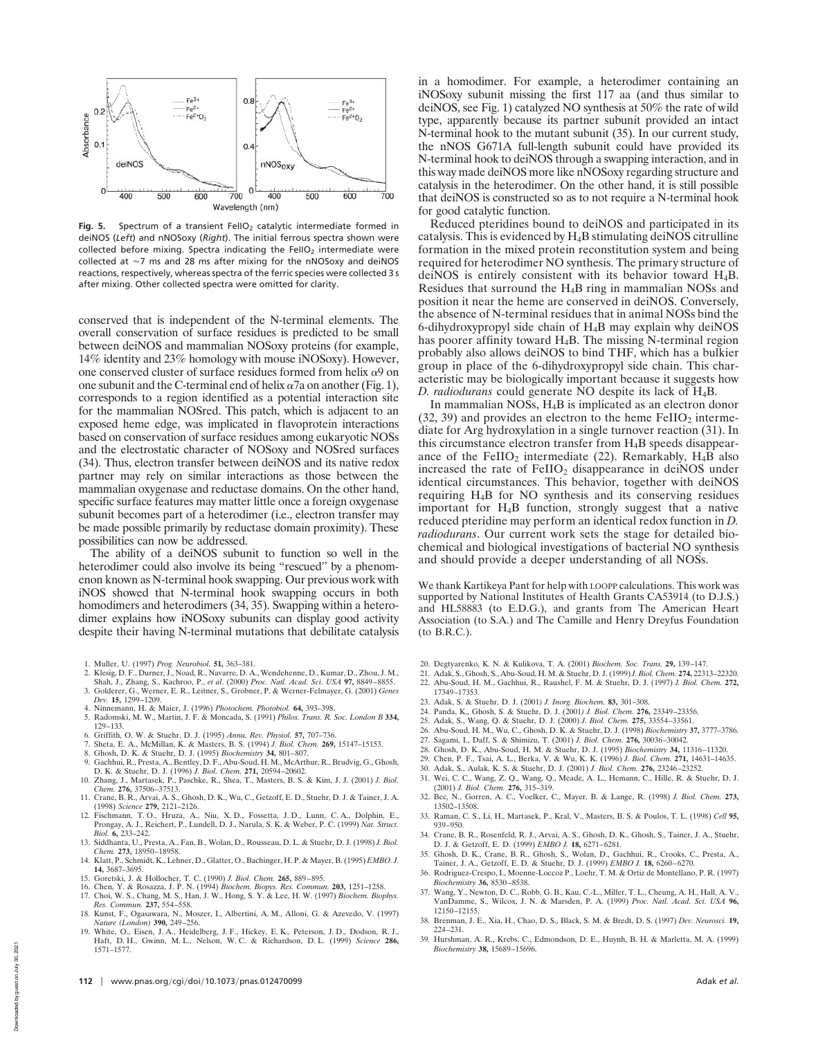Fe3+
Fe2+
Fe2+O2
0.2
0.1
0
Absorbance
deiNOS
400 500 600 700

Fe3+
Fe2+
Fe2+O2
0.8
0.4
0
nNOSoxy
400 500 600 700
Wavelength (nm)

**Fig. 5.** Spectrum of a transient $FeIIO_2$ catalytic intermediate formed in deiNOS (*Left*) and nNOSoxy (*Right*). The initial ferrous spectra shown were collected before mixing. Spectra indicating the $FeIIO_2$ intermediate were collected at ≈7 ms and 28 ms after mixing for the nNOSoxy and deiNOS reactions, respectively, whereas spectra of the ferric species were collected 3 s after mixing. Other collected spectra were omitted for clarity.

conserved that is independent of the N-terminal elements. The overall conservation of surface residues is predicted to be small between deiNOS and mammalian NOSoxy proteins (for example, 14% identity and 23% homology with mouse iNOSoxy). However, one conserved cluster of surface residues formed from helix α9 on one subunit and the C-terminal end of helix α7a on another (Fig. 1), corresponds to a region identified as a potential interaction site for the mammalian NOSred. This patch, which is adjacent to an exposed heme edge, was implicated in flavoprotein interactions based on conservation of surface residues among eukaryotic NOSs and the electrostatic character of NOSoxy and NOSred surfaces (34). Thus, electron transfer between deiNOS and its native redox partner may rely on similar interactions as those between the mammalian oxygenase and reductase domains. On the other hand, specific surface features may matter little once a foreign oxygenase subunit becomes part of a heterodimer (i.e., electron transfer may be made possible primarily by reductase domain proximity). These possibilities can now be addressed.

The ability of a deiNOS subunit to function so well in the heterodimer could also involve its being "rescued" by a phenomenon known as N-terminal hook swapping. Our previous work with iNOS showed that N-terminal hook swapping occurs in both homodimers and heterodimers (34, 35). Swapping within a heterodimer explains how iNOSoxy subunits can display good activity despite their having N-terminal mutations that debilitate catalysis in a homodimer. For example, a heterodimer containing an iNOSoxy subunit missing the first 117 aa (and thus similar to deiNOS, see Fig. 1) catalyzed NO synthesis at 50% the rate of wild type, apparently because its partner subunit provided an intact N-terminal hook to the mutant subunit (35). In our current study, the nNOS G671A full-length subunit could have provided its N-terminal hook to deiNOS through a swapping interaction, and in this way made deiNOS more like nNOSoxy regarding structure and catalysis in the heterodimer. On the other hand, it is still possible that deiNOS is constructed so as to not require a N-terminal hook for good catalytic function.

Reduced pteridines bound to deiNOS and participated in its catalysis. This is evidenced by $H_4B$ stimulating deiNOS citrulline formation in the mixed protein reconstitution system and being required for heterodimer NO synthesis. The primary structure of deiNOS is entirely consistent with its behavior toward $H_4B$. Residues that surround the $H_4B$ ring in mammalian NOSs and position it near the heme are conserved in deiNOS. Conversely, the absence of N-terminal residues that in animal NOSs bind the 6-dihydroxypropyl side chain of $H_4B$ may explain why deiNOS has poorer affinity toward $H_4B$. The missing N-terminal region probably also allows deiNOS to bind THF, which has a bulkier group in place of the 6-dihydroxypropyl side chain. This characteristic may be biologically important because it suggests how *D. radiodurans* could generate NO despite its lack of $H_4B$.

In mammalian NOSs, $H_4B$ is implicated as an electron donor (32, 39) and provides an electron to the heme $FeIIO_2$ intermediate for Arg hydroxylation in a single turnover reaction (31). In this circumstance electron transfer from $H_4B$ speeds disappearance of the $FeIIO_2$ intermediate (22). Remarkably, $H_4B$ also increased the rate of $FeIIO_2$ disappearance in deiNOS under identical circumstances. This behavior, together with deiNOS requiring $H_4B$ for NO synthesis and its conserving residues important for $H_4B$ function, strongly suggest that a native reduced pteridine may perform an identical redox function in *D. radiodurans*. Our current work sets the stage for detailed biochemical and biological investigations of bacterial NO synthesis and should provide a deeper understanding of all NOSs.

We thank Kartikeya Pant for help with LOOPP calculations. This work was supported by National Institutes of Health Grants CA53914 (to D.J.S.) and HL58883 (to E.D.G.), and grants from The American Heart Association (to S.A.) and The Camille and Henry Dreyfus Foundation (to B.R.C.).

1. Muller, U. (1997) *Prog. Neurobiol.* **51,** 363–381.
2. Klesig, D. F., Durner, J., Noad, R., Navarre, D. A., Wendehenne, D., Kumar, D., Zhou, J. M., Shah, J., Zhang, S., Kachroo, P., *et al.* (2000) *Proc. Natl. Acad. Sci. USA* **97,** 8849–8855.
3. Golderer, G., Werner, E. R., Leitner, S., Grobner, P. & Werner-Felmayer, G. (2001) *Genes Dev.* **15,** 1299–1209.
4. Ninnemann, H. & Maier, J. (1996) *Photochem. Photobiol.* **64,** 393–398.
5. Radomski, M. W., Martin, J. F. & Moncada, S. (1991) *Philos. Trans. R. Soc. London B* **334,** 129–133.
6. Griffith, O. W. & Stuehr, D. J. (1995) *Annu. Rev. Physiol.* **57,** 707–736.
7. Sheta, E. A., McMillan, K. & Masters, B. S. (1994) *J. Biol. Chem.* **269,** 15147–15153.
8. Ghosh, D. K. & Stuehr, D. J. (1995) *Biochemistry* **34,** 801–807.
9. Gachhui, R., Presta, A., Bentley, D. F., Abu-Soud, H. M., McArthur, R., Brudvig, G., Ghosh, D. K. & Stuehr, D. J. (1996) *J. Biol. Chem.* **271,** 20594–20602.
10. Zhang, J., Martasek, P., Paschke, R., Shea, T., Masters, B. S. & Kim, J. J. (2001) *J. Biol. Chem.* **276,** 37506–37513.
11. Crane, B. R., Arvai, A. S., Ghosh, D. K., Wu, C., Getzoff, E. D., Stuehr, D. J. & Tainer, J. A. (1998) *Science* **279,** 2121–2126.
12. Fischmann, T. O., Hruza, A., Niu, X. D., Fossetta, J. D., Lunn, C. A., Dolphin, E., Prongay, A. J., Reichert, P., Lundell, D. J., Narula, S. K. & Weber, P. C. (1999) *Nat. Struct. Biol.* **6,** 233–242.
13. Siddhanta, U., Presta, A., Fan, B., Wolan, D., Rousseau, D. L. & Stuehr, D. J. (1998) *J. Biol. Chem.* **273,** 18950–18958.
14. Klatt, P., Schmidt, K., Lehner, D., Glatter, O., Bachinger, H. P. & Mayer, B. (1995) *EMBO. J.* **14,** 3687–3695.
15. Goretski, J. & Hollocher, T. C. (1990) *J. Biol. Chem.* **265,** 889–895.
16. Chen, Y. & Rosazza, J. P. N. (1994) *Biochem. Biopys. Res. Commun.* **203,** 1251–1258.
17. Choi, W. S., Chang, M. S., Han, J. W., Hong, S. Y. & Lee, H. W. (1997) *Biochem. Biophys. Res. Commun.* **237,** 554–558.
18. Kunst, F., Ogasawara, N., Moszer, I., Albertini, A. M., Alloni, G. & Azevedo, V. (1997) *Nature (London)* **390,** 249–256.
19. White, O., Eisen, J. A., Heidelberg, J. F., Hickey, E. K., Peterson, J. D., Dodson, R. J., Haft, D. H., Gwinn, M. L., Nelson, W. C. & Richardson, D. L. (1999) *Science* **286,** 1571–1577.
20. Degtyarenko, K. N. & Kulikova, T. A. (2001) *Biochem. Soc. Trans.* **29,** 139–147.
21. Adak, S., Ghosh, S., Abu-Soud, H. M. & Stuehr, D. J. (1999) *J. Biol. Chem.* **274,** 22313–22320.
22. Abu-Soud, H. M., Gachhui, R., Raushel, F. M. & Stuehr, D. J. (1997) *J. Biol. Chem.* **272,** 17349–17353.
23. Adak, S. & Stuehr, D. J. (2001) *J. Inorg. Biochem.* **83,** 301–308.
24. Panda, K., Ghosh, S. & Stuehr, D. J. (2001) *J. Biol. Chem.* **276,** 23349–23356.
25. Adak, S., Wang, Q. & Stuehr, D. J. (2000) *J. Biol. Chem.* **275,** 33554–33561.
26. Abu-Soud, H. M., Wu, C., Ghosh, D. K. & Stuehr, D. J. (1998) *Biochemistry* **37,** 3777–3786.
27. Sagami, I., Daff, S. & Shimizu, T. (2001) *J. Biol. Chem.* **276,** 30036–30042.
28. Ghosh, D. K., Abu-Soud, H. M. & Stuehr, D. J. (1995) *Biochemistry* **34,** 11316–11320.
29. Chen, P. F., Tsai, A. L., Berka, V. & Wu, K. K. (1996) *J. Biol. Chem.* **271,** 14631–14635.
30. Adak, S., Aulak, K. S. & Stuehr, D. J. (2001) *J. Biol. Chem.* **276,** 23246–23252.
31. Wei, C. C., Wang, Z. Q., Wang, Q., Meade, A. L., Hemann, C., Hille, R. & Stuehr, D. J. (2001) *J. Biol. Chem.* **276,** 315–319.
32. Bec, N., Gorren, A. C., Voelker, C., Mayer, B. & Lange, R. (1998) *J. Biol. Chem.* **273,** 13502–13508.
33. Raman, C. S., Li, H., Martasek, P., Kral, V., Masters, B. S. & Poulos, T. L. (1998) *Cell* **95,** 939–950.
34. Crane, B. R., Rosenfeld, R. J., Arvai, A. S., Ghosh, D. K., Ghosh, S., Tainer, J. A., Stuehr, D. J. & Getzoff, E. D. (1999) *EMBO J.* **18,** 6271–6281.
35. Ghosh, D. K., Crane, B. R., Ghosh, S., Wolan, D., Gachhui, R., Crooks, C., Presta, A., Tainer, J. A., Getzoff, E. D. & Stuehr, D. J. (1999) *EMBO J.* **18,** 6260–6270.
36. Rodriguez-Crespo, I., Moenne-Loccoz P., Loehr, T. M. & Ortiz de Montellano, P. R. (1997) *Biochemistry* **36,** 8530–8538.
37. Wang, Y., Newton, D. C., Robb, G. B., Kau, C.-L., Miller, T. L., Cheung, A. H., Hall, A. V., VanDamme, S., Wilcox, J. N. & Marsden, P. A. (1999) *Proc. Natl. Acad. Sci. USA* **96,** 12150–12155.
38. Brenman, J. E., Xia, H., Chao, D. S., Black, S. M. & Bredt, D. S. (1997) *Dev. Neurosci.* **19,** 224–231.
39. Hurshman, A. R., Krebs, C., Edmondson, D. E., Huynh, B. H. & Marletta, M. A. (1999) *Biochemistry* **38,** 15689–15696.